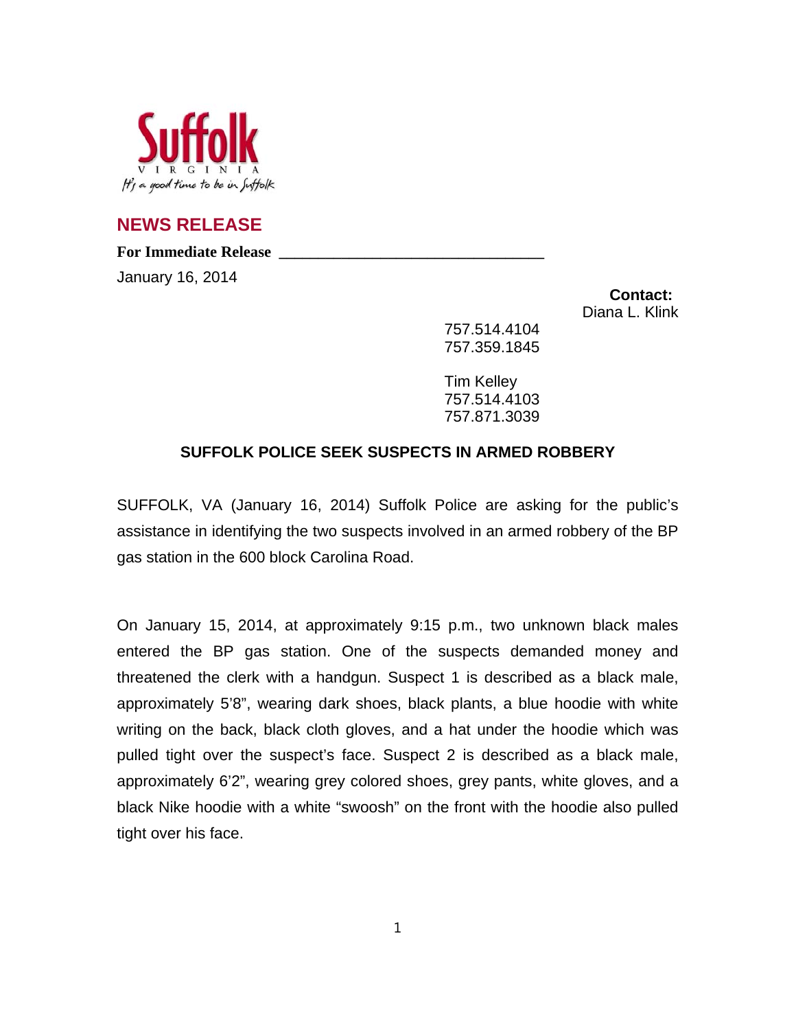Suffolk

VIRGINIA

It's a good time to be in Suffolk

## NEWS RELEASE

**For Immediate Release** \_\_\_\_\_\_\_\_\_\_\_\_\_\_\_\_\_\_\_\_\_\_\_\_\_\_\_\_\_\_\_\_

January 16, 2014

**Contact:**
Diana L. Klink
757.514.4104
757.359.1845

Tim Kelley
757.514.4103
757.871.3039

### SUFFOLK POLICE SEEK SUSPECTS IN ARMED ROBBERY

SUFFOLK, VA (January 16, 2014) Suffolk Police are asking for the public's assistance in identifying the two suspects involved in an armed robbery of the BP gas station in the 600 block Carolina Road.

On January 15, 2014, at approximately 9:15 p.m., two unknown black males entered the BP gas station. One of the suspects demanded money and threatened the clerk with a handgun. Suspect 1 is described as a black male, approximately 5'8", wearing dark shoes, black plants, a blue hoodie with white writing on the back, black cloth gloves, and a hat under the hoodie which was pulled tight over the suspect's face. Suspect 2 is described as a black male, approximately 6'2", wearing grey colored shoes, grey pants, white gloves, and a black Nike hoodie with a white "swoosh" on the front with the hoodie also pulled tight over his face.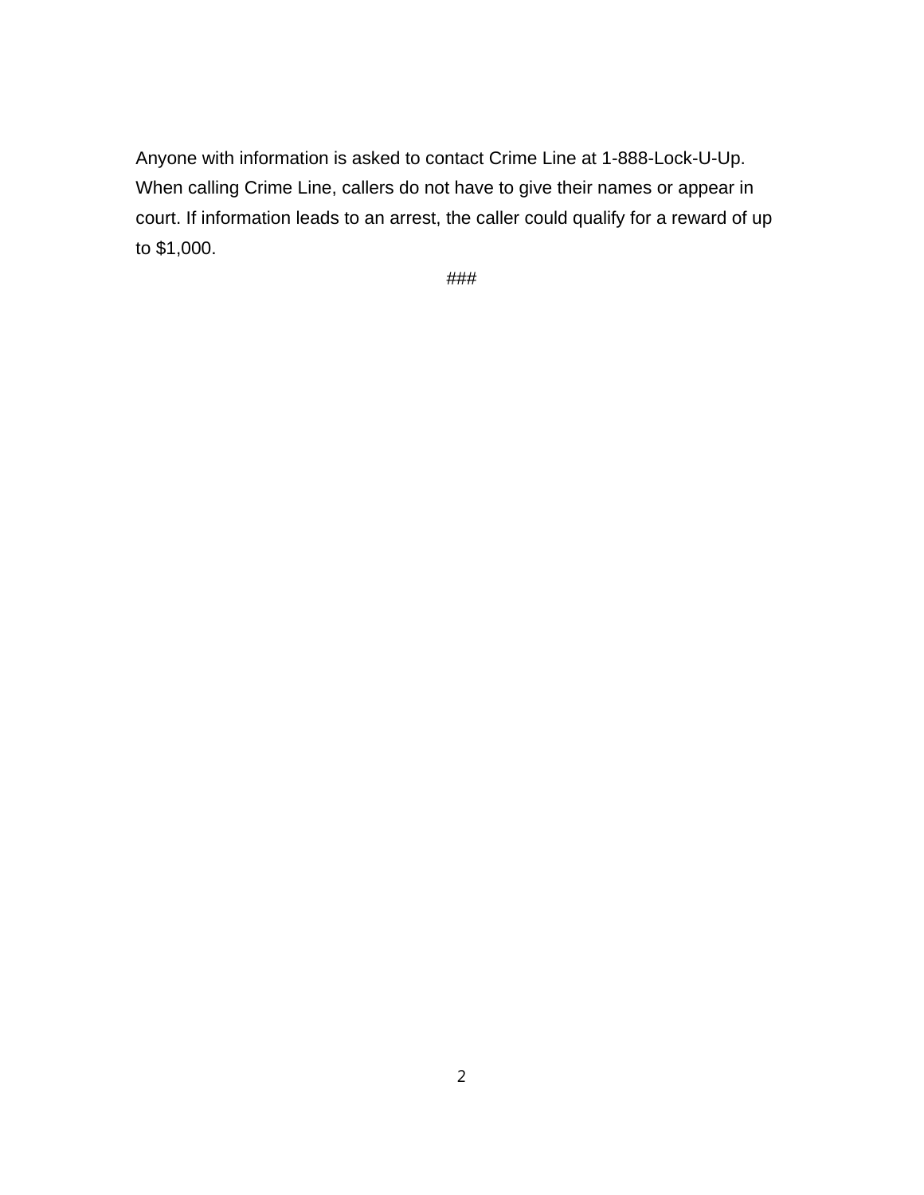Anyone with information is asked to contact Crime Line at 1-888-Lock-U-Up. When calling Crime Line, callers do not have to give their names or appear in court. If information leads to an arrest, the caller could qualify for a reward of up to $1,000.

###